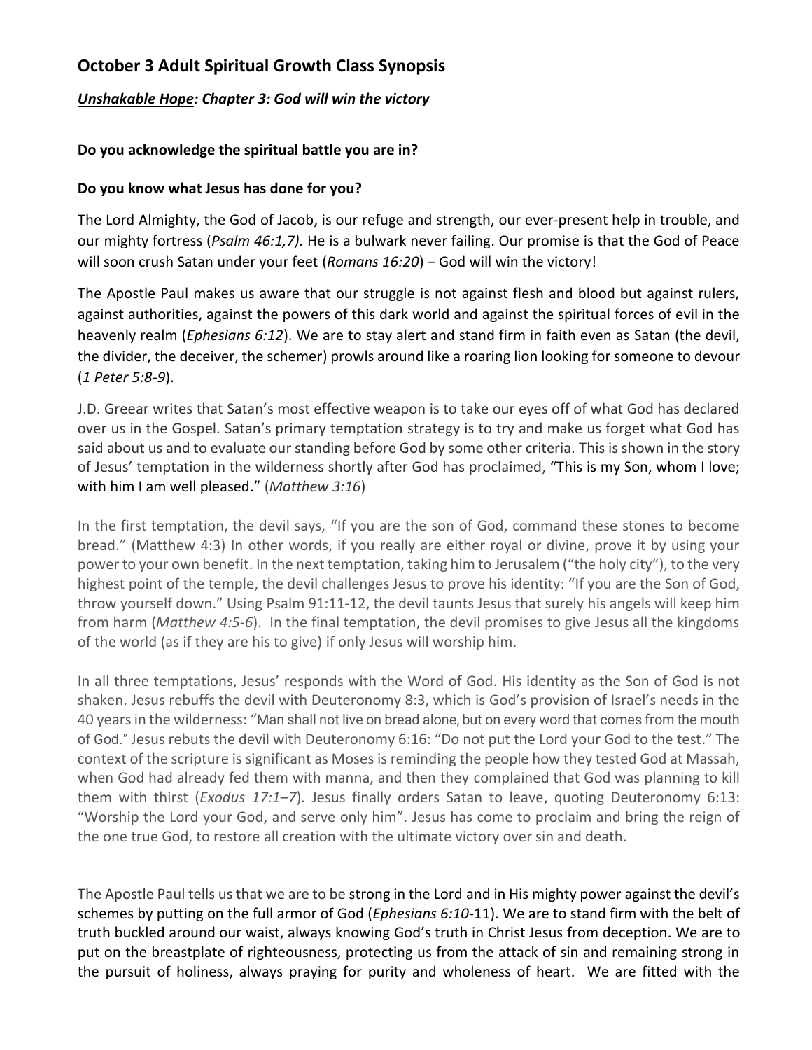## October 3 Adult Spiritual Growth Class Synopsis

***Unshakable Hope*: Chapter 3: God will win the victory**

**Do you acknowledge the spiritual battle you are in?**

**Do you know what Jesus has done for you?**

The Lord Almighty, the God of Jacob, is our refuge and strength, our ever-present help in trouble, and our mighty fortress (*Psalm 46:1,7).* He is a bulwark never failing. Our promise is that the God of Peace will soon crush Satan under your feet (*Romans 16:20*) – God will win the victory!

The Apostle Paul makes us aware that our struggle is not against flesh and blood but against rulers, against authorities, against the powers of this dark world and against the spiritual forces of evil in the heavenly realm (*Ephesians 6:12*). We are to stay alert and stand firm in faith even as Satan (the devil, the divider, the deceiver, the schemer) prowls around like a roaring lion looking for someone to devour (*1 Peter 5:8-9*).

J.D. Greear writes that Satan's most effective weapon is to take our eyes off of what God has declared over us in the Gospel. Satan's primary temptation strategy is to try and make us forget what God has said about us and to evaluate our standing before God by some other criteria. This is shown in the story of Jesus' temptation in the wilderness shortly after God has proclaimed, "This is my Son, whom I love; with him I am well pleased." (*Matthew 3:16*)

In the first temptation, the devil says, "If you are the son of God, command these stones to become bread." (Matthew 4:3) In other words, if you really are either royal or divine, prove it by using your power to your own benefit. In the next temptation, taking him to Jerusalem ("the holy city"), to the very highest point of the temple, the devil challenges Jesus to prove his identity: "If you are the Son of God, throw yourself down." Using Psalm 91:11-12, the devil taunts Jesus that surely his angels will keep him from harm (*Matthew 4:5-6*). In the final temptation, the devil promises to give Jesus all the kingdoms of the world (as if they are his to give) if only Jesus will worship him.

In all three temptations, Jesus' responds with the Word of God. His identity as the Son of God is not shaken. Jesus rebuffs the devil with Deuteronomy 8:3, which is God's provision of Israel's needs in the 40 years in the wilderness: "Man shall not live on bread alone, but on every word that comes from the mouth of God." Jesus rebuts the devil with Deuteronomy 6:16: "Do not put the Lord your God to the test." The context of the scripture is significant as Moses is reminding the people how they tested God at Massah, when God had already fed them with manna, and then they complained that God was planning to kill them with thirst (*Exodus 17:1–7*). Jesus finally orders Satan to leave, quoting Deuteronomy 6:13: "Worship the Lord your God, and serve only him". Jesus has come to proclaim and bring the reign of the one true God, to restore all creation with the ultimate victory over sin and death.

The Apostle Paul tells us that we are to be strong in the Lord and in His mighty power against the devil's schemes by putting on the full armor of God (*Ephesians 6:10*-11). We are to stand firm with the belt of truth buckled around our waist, always knowing God's truth in Christ Jesus from deception. We are to put on the breastplate of righteousness, protecting us from the attack of sin and remaining strong in the pursuit of holiness, always praying for purity and wholeness of heart. We are fitted with the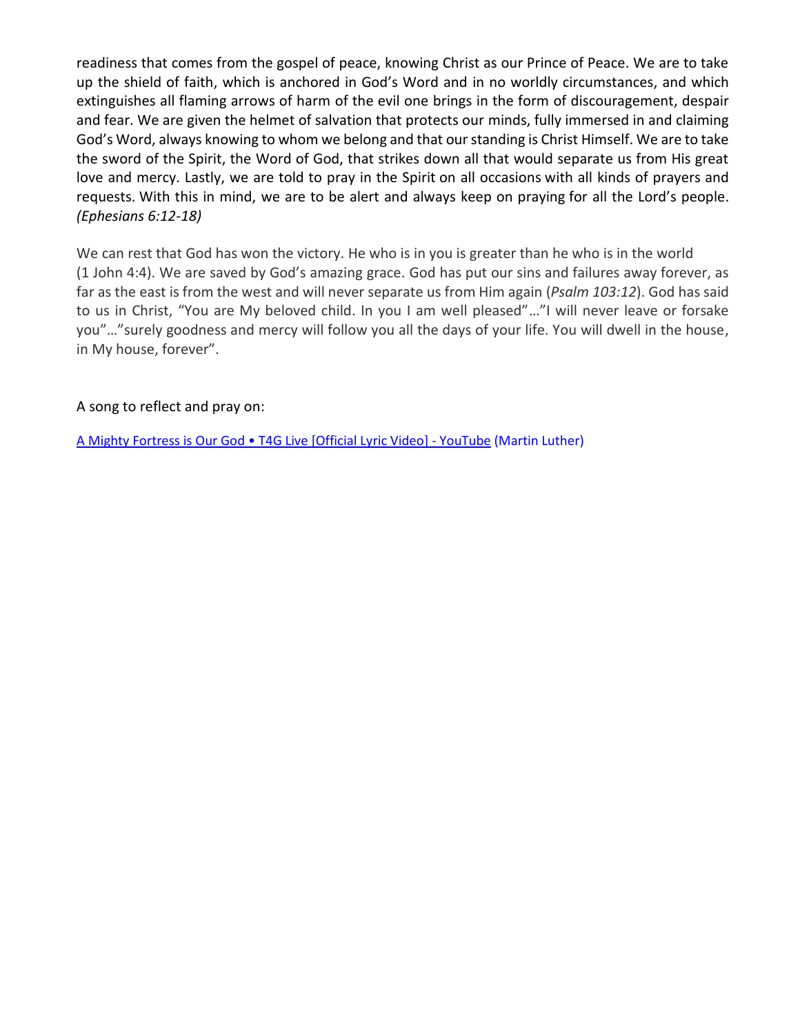readiness that comes from the gospel of peace, knowing Christ as our Prince of Peace. We are to take up the shield of faith, which is anchored in God's Word and in no worldly circumstances, and which extinguishes all flaming arrows of harm of the evil one brings in the form of discouragement, despair and fear. We are given the helmet of salvation that protects our minds, fully immersed in and claiming God's Word, always knowing to whom we belong and that our standing is Christ Himself. We are to take the sword of the Spirit, the Word of God, that strikes down all that would separate us from His great love and mercy. Lastly, we are told to pray in the Spirit on all occasions with all kinds of prayers and requests. With this in mind, we are to be alert and always keep on praying for all the Lord's people. *(Ephesians 6:12-18)*

We can rest that God has won the victory. He who is in you is greater than he who is in the world (1 John 4:4). We are saved by God's amazing grace. God has put our sins and failures away forever, as far as the east is from the west and will never separate us from Him again (*Psalm 103:12*). God has said to us in Christ, "You are My beloved child. In you I am well pleased"…"I will never leave or forsake you"…"surely goodness and mercy will follow you all the days of your life. You will dwell in the house, in My house, forever".

A song to reflect and pray on:

[A Mighty Fortress is Our God • T4G Live [Official Lyric Video] - YouTube](https://www.youtube.com/) (Martin Luther)